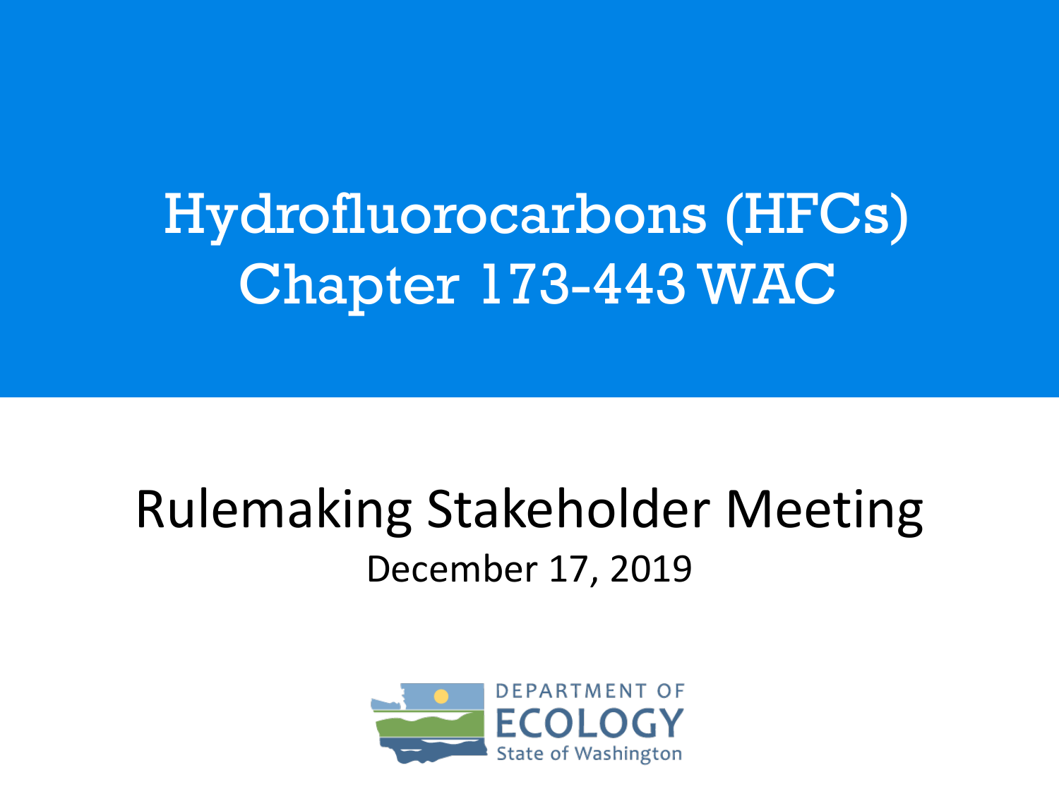# Hydrofluorocarbons (HFCs)
# Chapter 173-443 WAC

## Rulemaking Stakeholder Meeting

December 17, 2019

DEPARTMENT OF ECOLOGY
State of Washington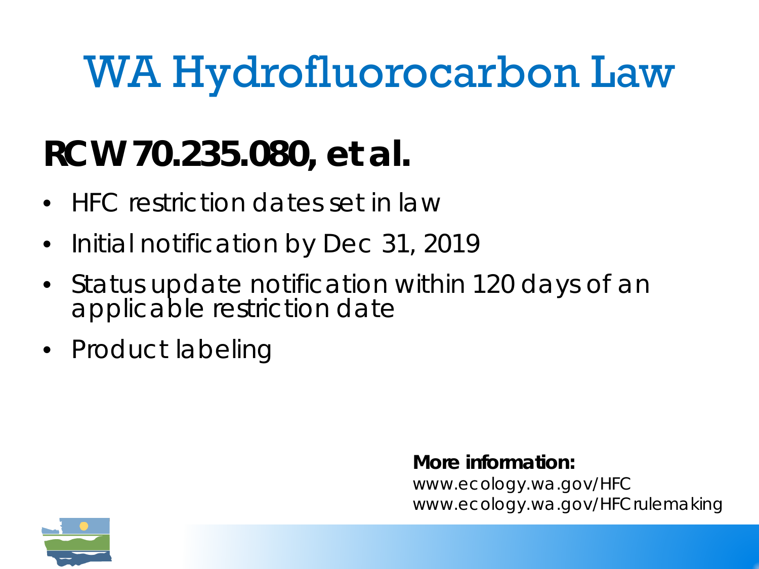# WA Hydrofluorocarbon Law

## RCW 70.235.080, et al.

- HFC restriction dates set in law
- Initial notification by Dec 31, 2019
- Status update notification within 120 days of an applicable restriction date
- Product labeling

**More information:**
www.ecology.wa.gov/HFC
www.ecology.wa.gov/HFCrulemaking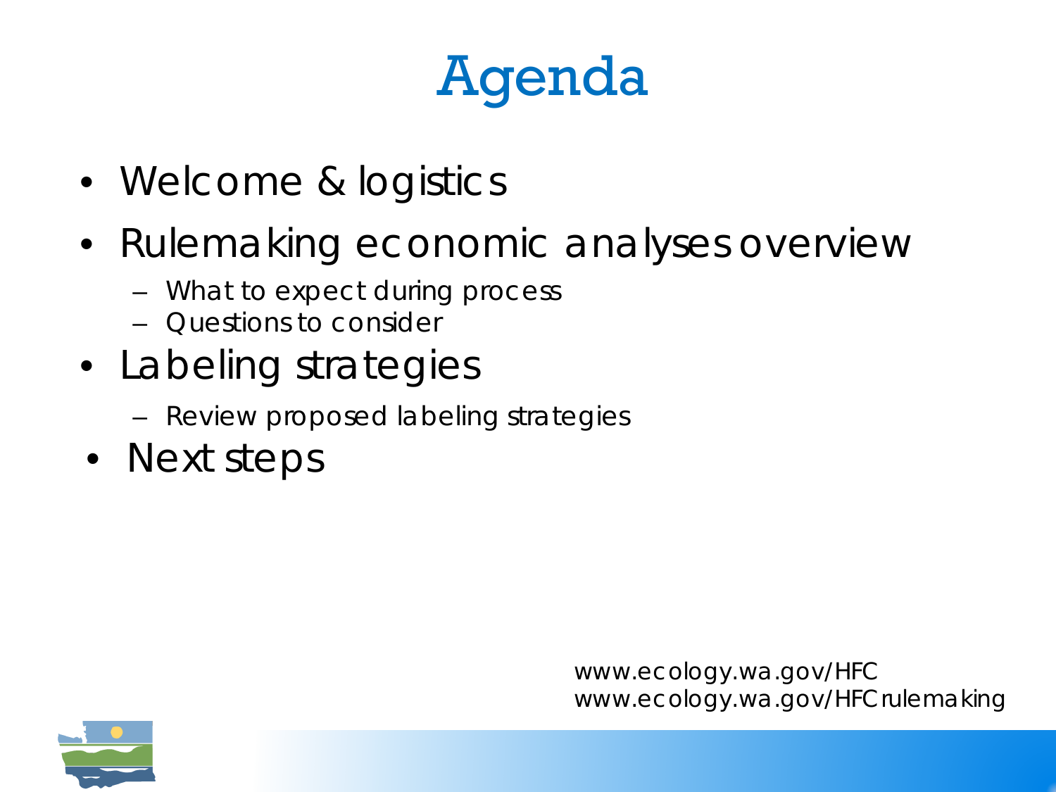# Agenda

- Welcome & logistics
- Rulemaking economic analyses overview
  - What to expect during process
  - Questions to consider
- Labeling strategies
  - Review proposed labeling strategies
- Next steps

www.ecology.wa.gov/HFC
www.ecology.wa.gov/HFCrulemaking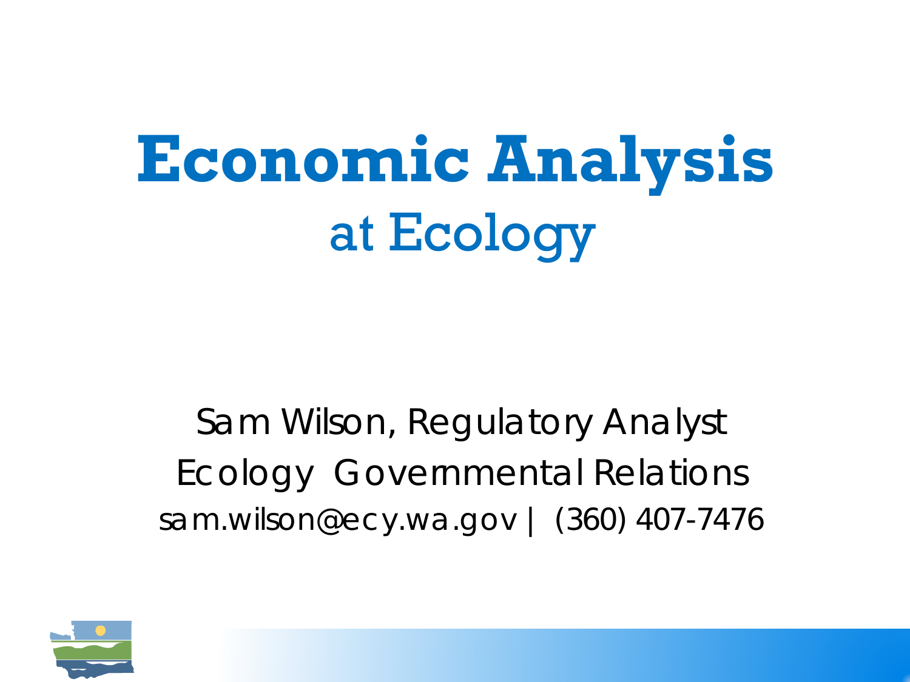# Economic Analysis

## at Ecology

Sam Wilson, Regulatory Analyst

Ecology Governmental Relations

sam.wilson@ecy.wa.gov | (360) 407-7476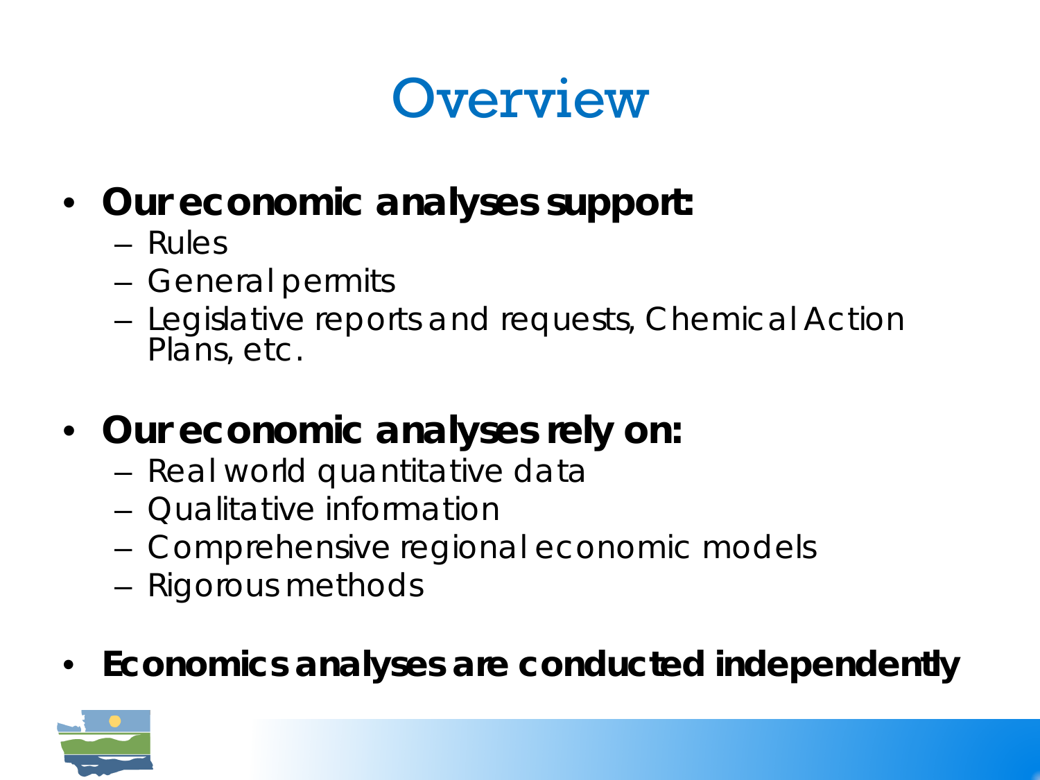# Overview

- **Our economic analyses support:**
  - Rules
  - General permits
  - Legislative reports and requests, Chemical Action Plans, etc.
- **Our economic analyses rely on:**
  - Real world quantitative data
  - Qualitative information
  - Comprehensive regional economic models
  - Rigorous methods
- **Economics analyses are conducted independently**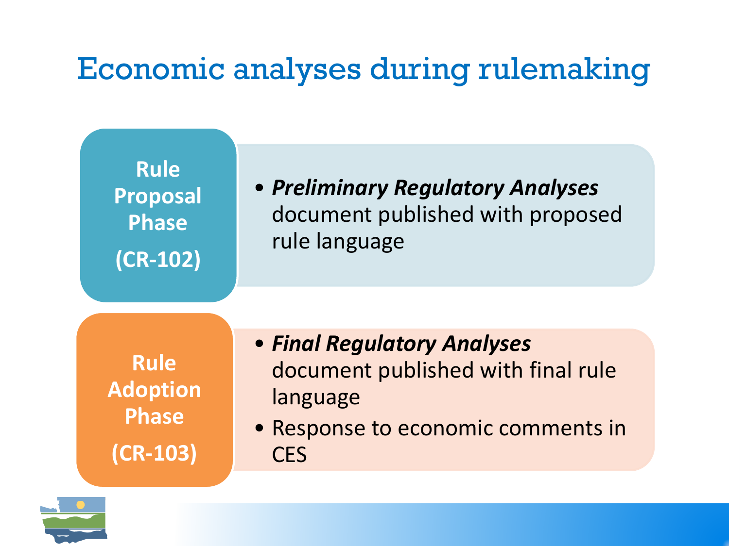# Economic analyses during rulemaking

## Rule Proposal Phase (CR-102)

- ***Preliminary Regulatory Analyses*** document published with proposed rule language

## Rule Adoption Phase (CR-103)

- ***Final Regulatory Analyses*** document published with final rule language
- Response to economic comments in CES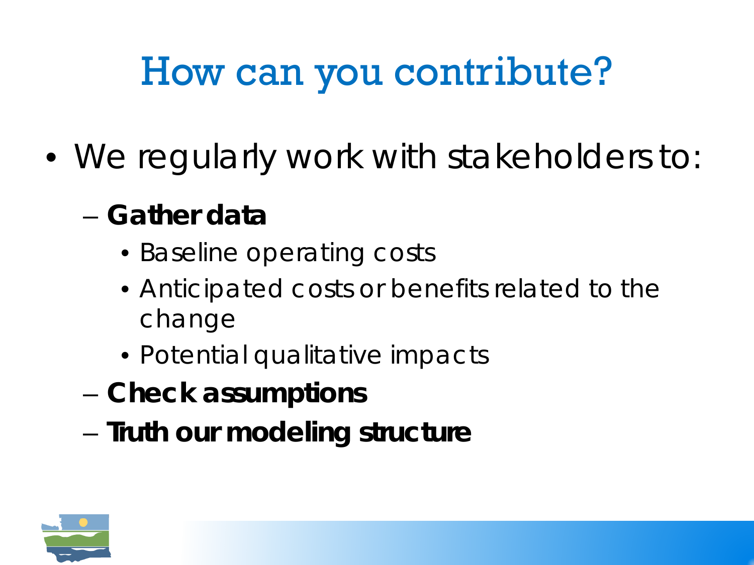# How can you contribute?

- We regularly work with stakeholders to:
  - **Gather data**
    - Baseline operating costs
    - Anticipated costs or benefits related to the change
    - Potential qualitative impacts
  - **Check assumptions**
  - **Truth our modeling structure**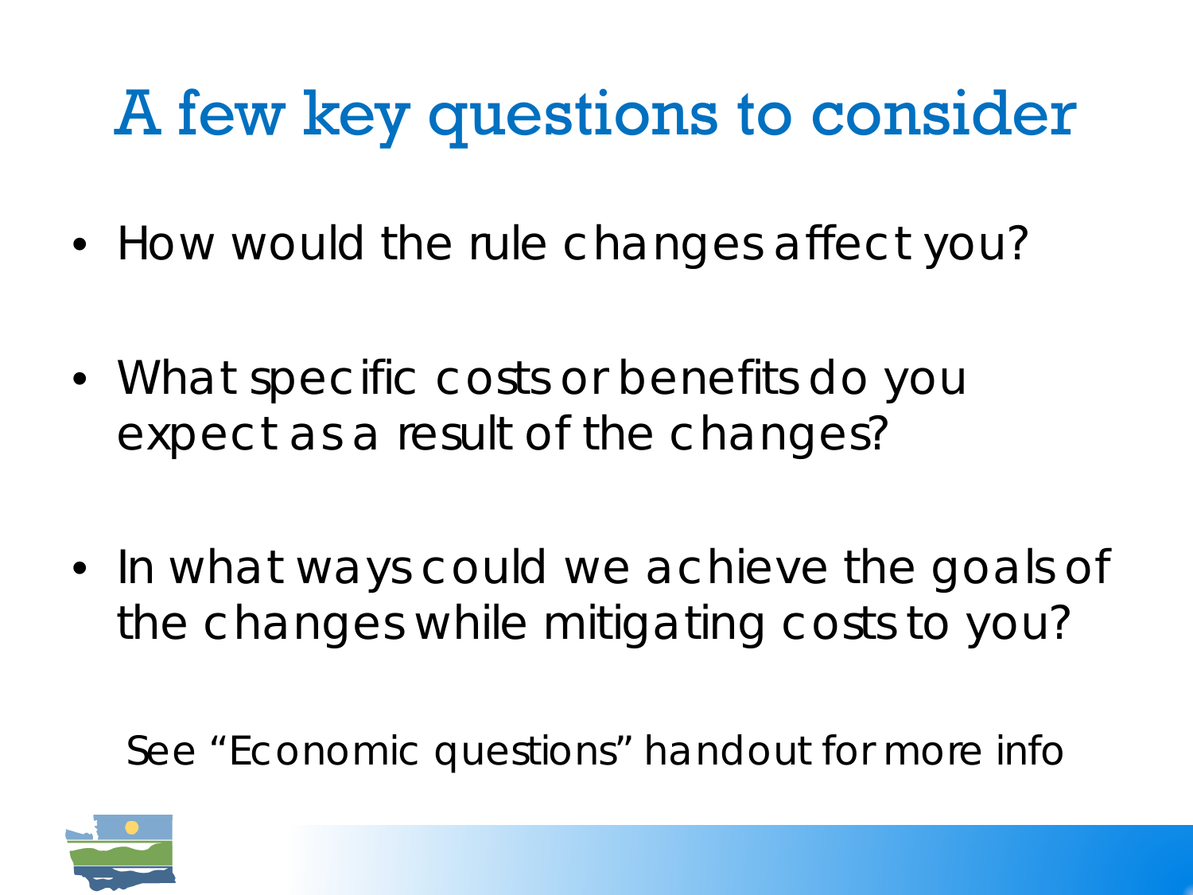# A few key questions to consider

- How would the rule changes affect you?
- What specific costs or benefits do you expect as a result of the changes?
- In what ways could we achieve the goals of the changes while mitigating costs to you?

See "Economic questions" handout for more info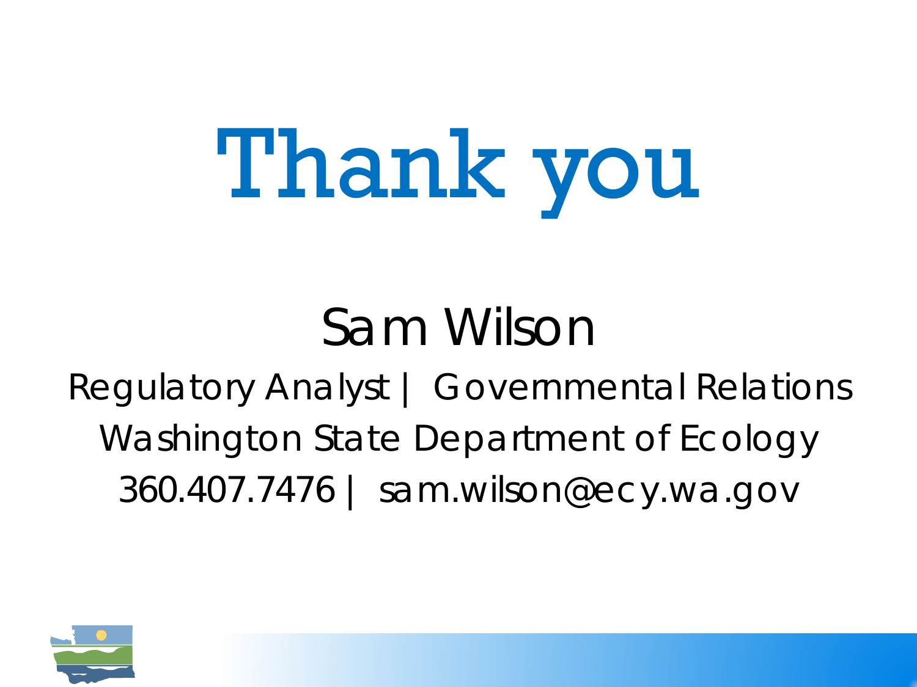# Thank you

Sam Wilson

Regulatory Analyst | Governmental Relations

Washington State Department of Ecology

360.407.7476 | sam.wilson@ecy.wa.gov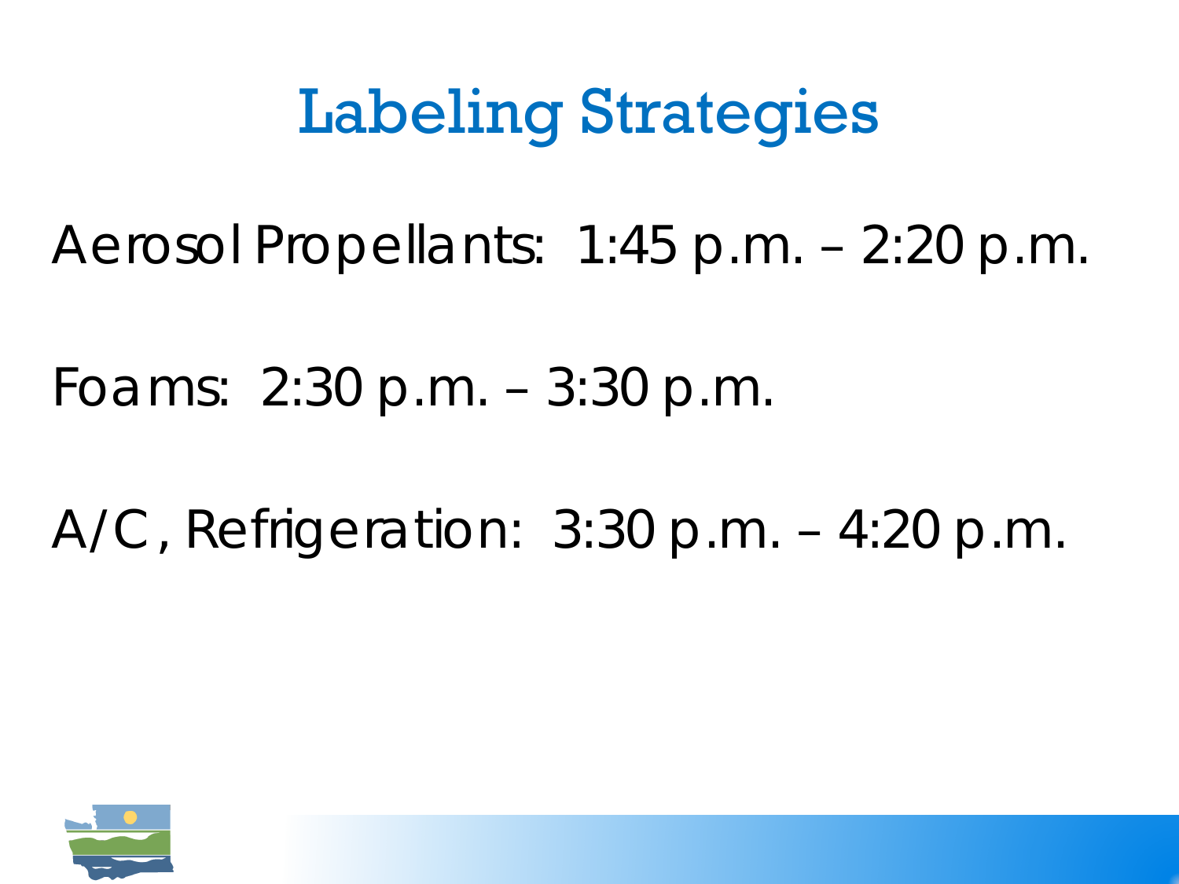# Labeling Strategies

Aerosol Propellants: 1:45 p.m. – 2:20 p.m.

Foams: 2:30 p.m. – 3:30 p.m.

A/C, Refrigeration: 3:30 p.m. – 4:20 p.m.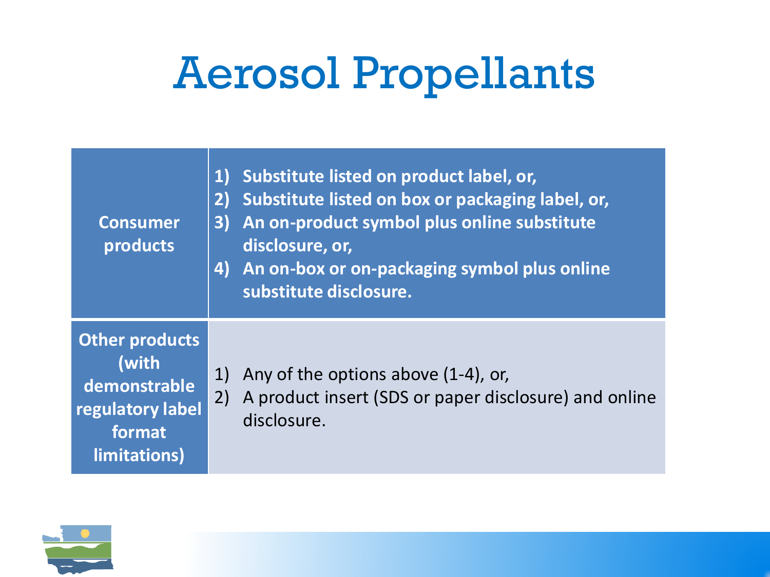# Aerosol Propellants

| | |
|---|---|
| **Consumer products** | **1) Substitute listed on product label, or,**<br>**2) Substitute listed on box or packaging label, or,**<br>**3) An on-product symbol plus online substitute disclosure, or,**<br>**4) An on-box or on-packaging symbol plus online substitute disclosure.** |
| **Other products (with demonstrable regulatory label format limitations)** | 1) Any of the options above (1-4), or,<br>2) A product insert (SDS or paper disclosure) and online disclosure. |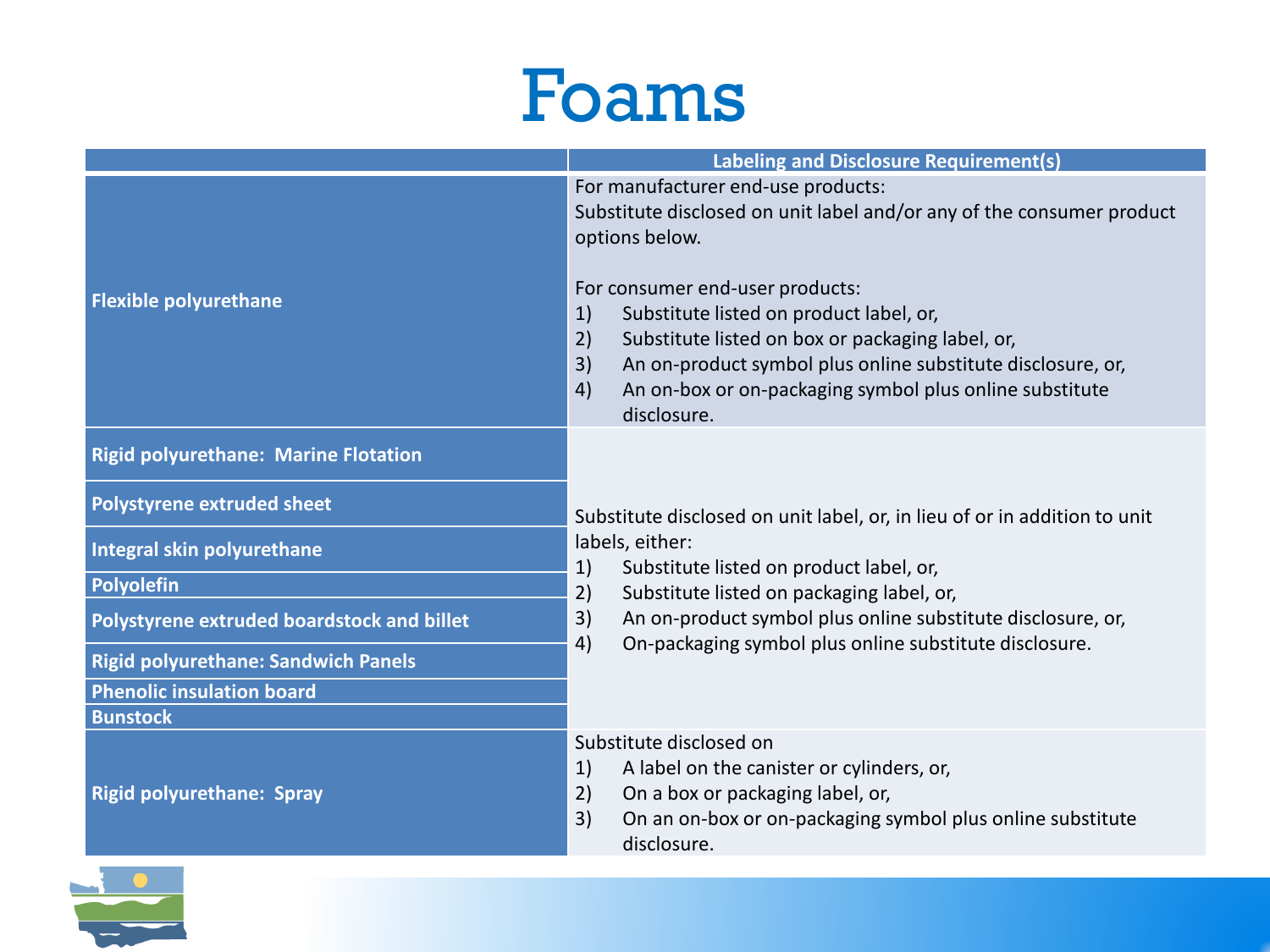# Foams

| | Labeling and Disclosure Requirement(s) |
|---|---|
| **Flexible polyurethane** | For manufacturer end-use products:<br>Substitute disclosed on unit label and/or any of the consumer product options below.<br><br>For consumer end-user products:<br>1) Substitute listed on product label, or,<br>2) Substitute listed on box or packaging label, or,<br>3) An on-product symbol plus online substitute disclosure, or,<br>4) An on-box or on-packaging symbol plus online substitute disclosure. |
| **Rigid polyurethane: Marine Flotation** | Substitute disclosed on unit label, or, in lieu of or in addition to unit labels, either:<br>1) Substitute listed on product label, or,<br>2) Substitute listed on packaging label, or,<br>3) An on-product symbol plus online substitute disclosure, or,<br>4) On-packaging symbol plus online substitute disclosure. |
| **Polystyrene extruded sheet** | |
| **Integral skin polyurethane** | |
| **Polyolefin** | |
| **Polystyrene extruded boardstock and billet** | |
| **Rigid polyurethane: Sandwich Panels** | |
| **Phenolic insulation board** | |
| **Bunstock** | |
| **Rigid polyurethane: Spray** | Substitute disclosed on<br>1) A label on the canister or cylinders, or,<br>2) On a box or packaging label, or,<br>3) On an on-box or on-packaging symbol plus online substitute disclosure. |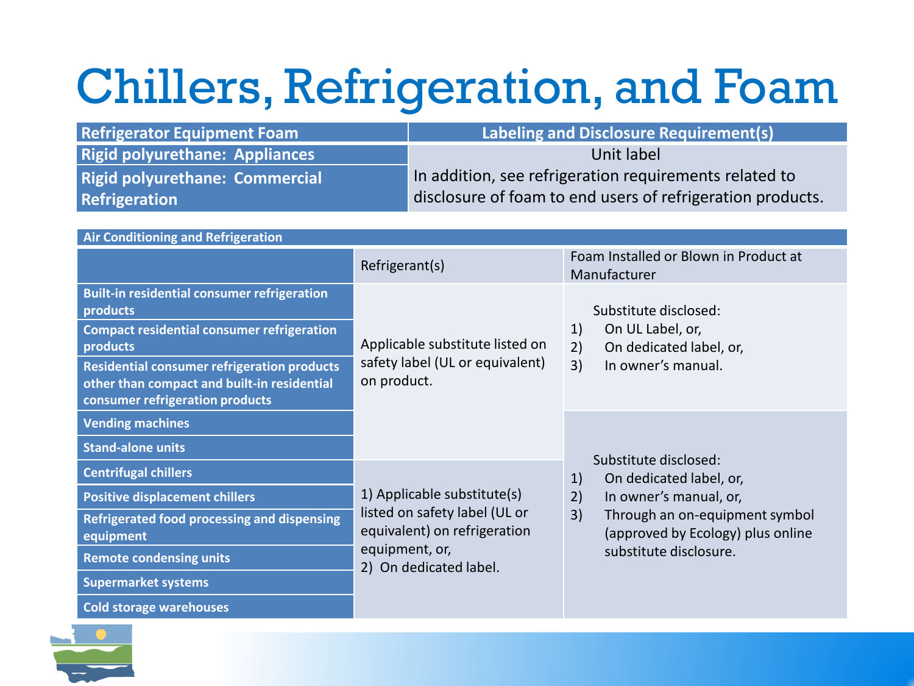# Chillers, Refrigeration, and Foam

| Refrigerator Equipment Foam | Labeling and Disclosure Requirement(s) |
| --- | --- |
| Rigid polyurethane: Appliances | Unit label<br>In addition, see refrigeration requirements related to disclosure of foam to end users of refrigeration products. |
| Rigid polyurethane: Commercial Refrigeration | |

| Air Conditioning and Refrigeration | | |
| --- | --- | --- |
| | Refrigerant(s) | Foam Installed or Blown in Product at Manufacturer |
| Built-in residential consumer refrigeration products | Applicable substitute listed on safety label (UL or equivalent) on product. | Substitute disclosed:<br>1) On UL Label, or,<br>2) On dedicated label, or,<br>3) In owner's manual. |
| Compact residential consumer refrigeration products | | |
| Residential consumer refrigeration products other than compact and built-in residential consumer refrigeration products | | |
| Vending machines | | Substitute disclosed:<br>1) On dedicated label, or,<br>2) In owner's manual, or,<br>3) Through an on-equipment symbol (approved by Ecology) plus online substitute disclosure. |
| Stand-alone units | | |
| Centrifugal chillers | 1) Applicable substitute(s) listed on safety label (UL or equivalent) on refrigeration equipment, or,<br>2) On dedicated label. | |
| Positive displacement chillers | | |
| Refrigerated food processing and dispensing equipment | | |
| Remote condensing units | | |
| Supermarket systems | | |
| Cold storage warehouses | | |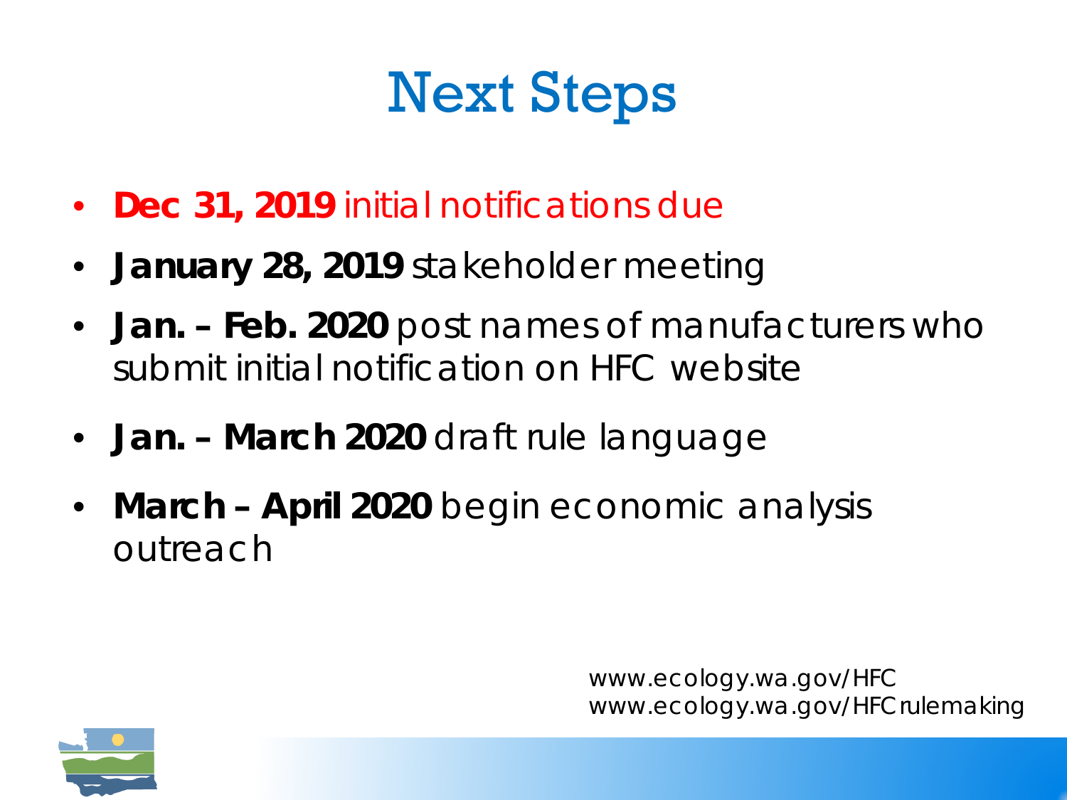# Next Steps

- **Dec 31, 2019** initial notifications due
- **January 28, 2019** stakeholder meeting
- **Jan. – Feb. 2020** post names of manufacturers who submit initial notification on HFC website
- **Jan. – March 2020** draft rule language
- **March – April 2020** begin economic analysis outreach

www.ecology.wa.gov/HFC
www.ecology.wa.gov/HFCrulemaking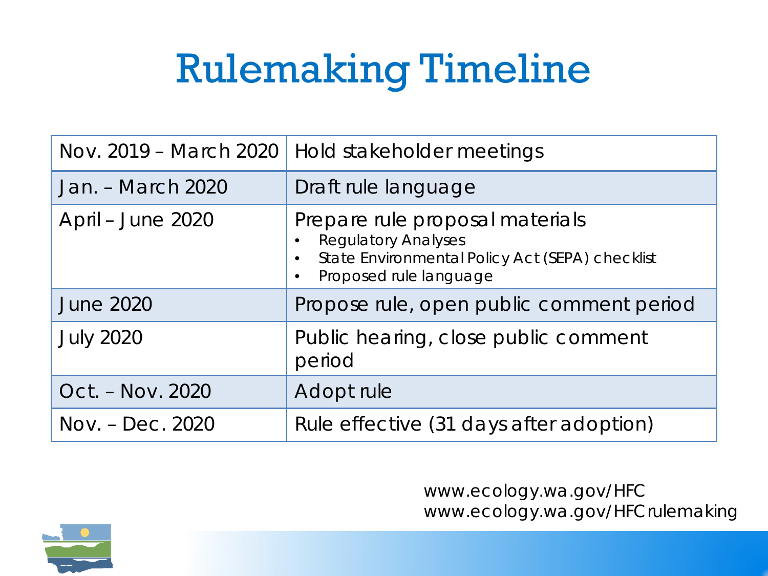# Rulemaking Timeline

| | |
|---|---|
| Nov. 2019 – March 2020 | Hold stakeholder meetings |
| Jan. – March 2020 | Draft rule language |
| April – June 2020 | Prepare rule proposal materials<br>• Regulatory Analyses<br>• State Environmental Policy Act (SEPA) checklist<br>• Proposed rule language |
| June 2020 | Propose rule, open public comment period |
| July 2020 | Public hearing, close public comment period |
| Oct. – Nov. 2020 | Adopt rule |
| Nov. – Dec. 2020 | Rule effective (31 days after adoption) |

www.ecology.wa.gov/HFC
www.ecology.wa.gov/HFCrulemaking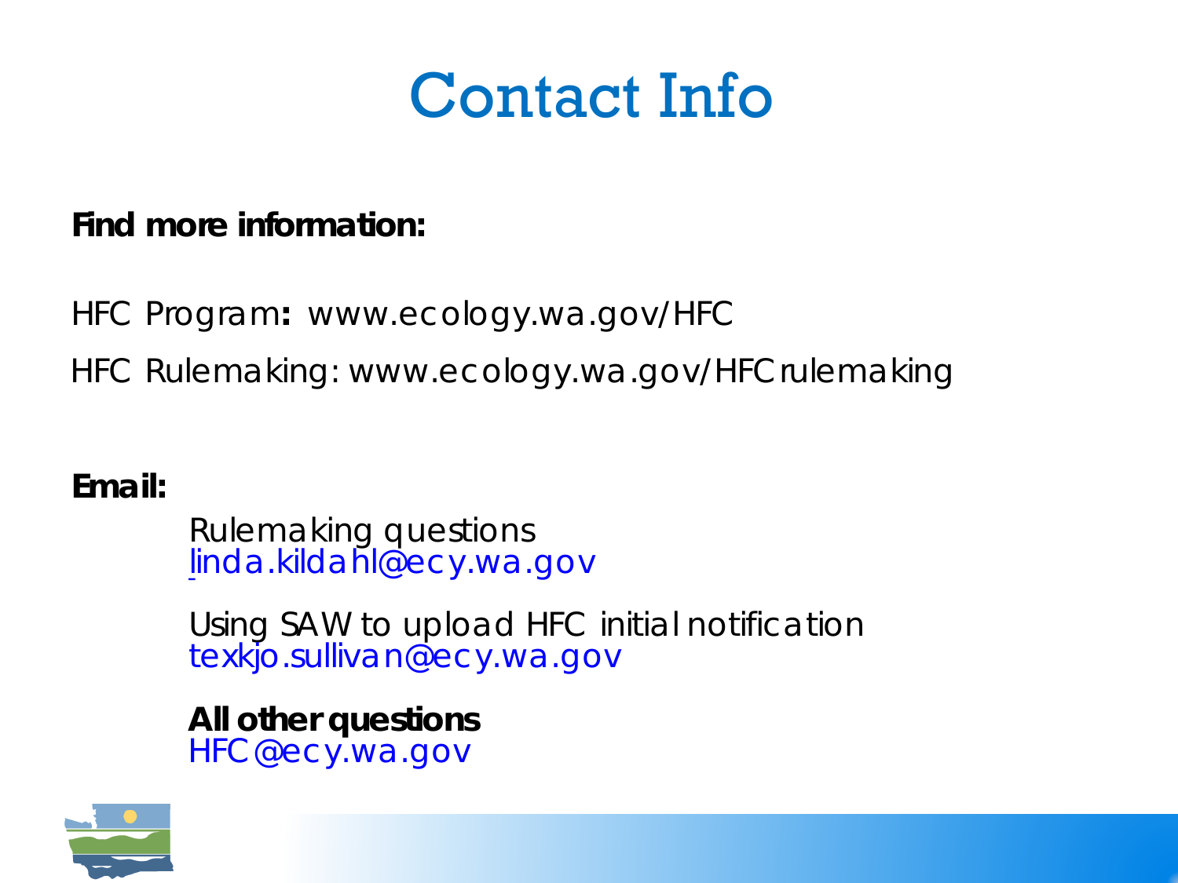# Contact Info

**Find more information:**

HFC Program**:** www.ecology.wa.gov/HFC

HFC Rulemaking: www.ecology.wa.gov/HFCrulemaking

**Email:**

Rulemaking questions
linda.kildahl@ecy.wa.gov

Using SAW to upload HFC initial notification
texkjo.sullivan@ecy.wa.gov

**All other questions**
HFC@ecy.wa.gov